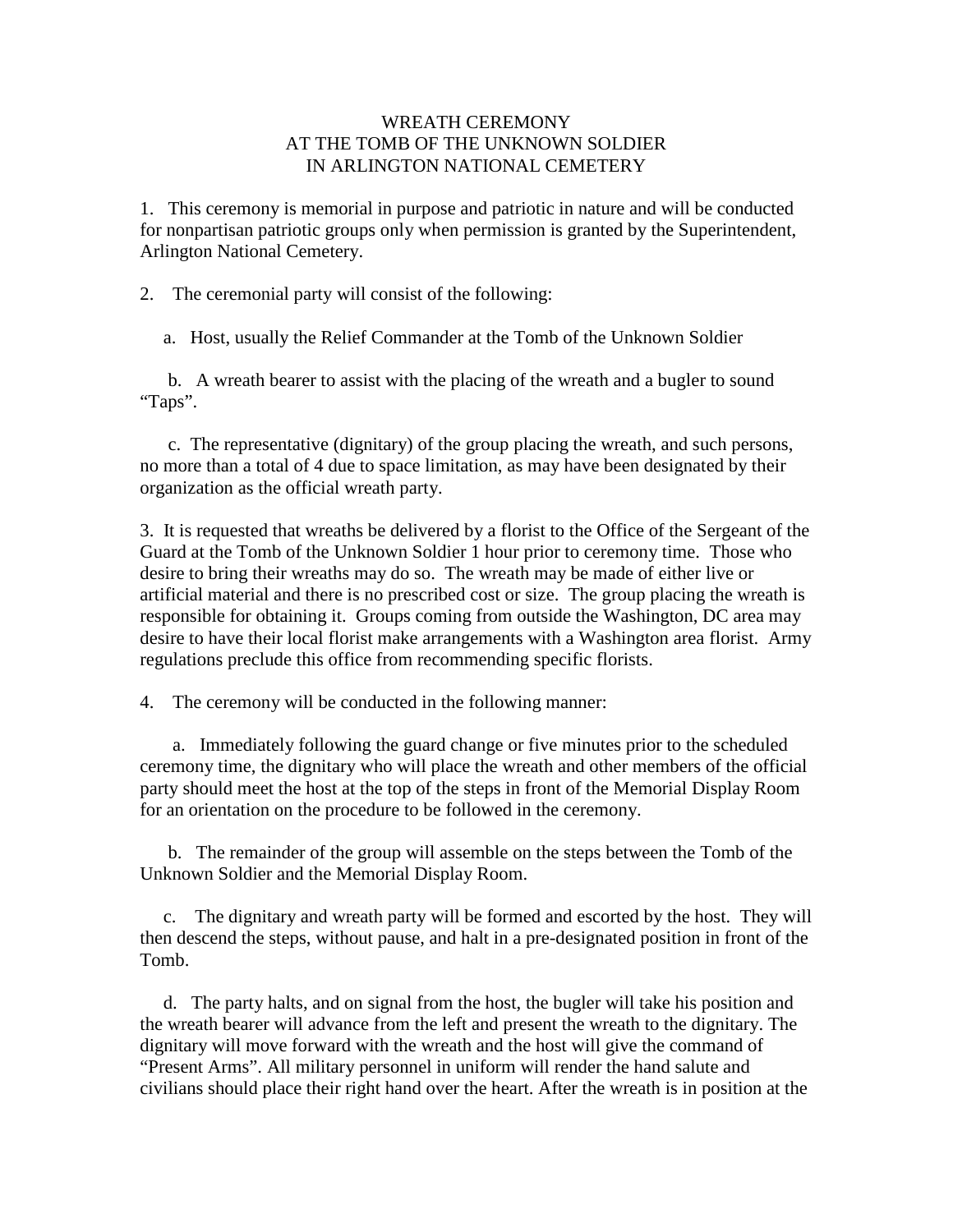# WREATH CEREMONY
# AT THE TOMB OF THE UNKNOWN SOLDIER
# IN ARLINGTON NATIONAL CEMETERY

1. This ceremony is memorial in purpose and patriotic in nature and will be conducted for nonpartisan patriotic groups only when permission is granted by the Superintendent, Arlington National Cemetery.

2. The ceremonial party will consist of the following:

   a. Host, usually the Relief Commander at the Tomb of the Unknown Soldier

   b. A wreath bearer to assist with the placing of the wreath and a bugler to sound "Taps".

   c. The representative (dignitary) of the group placing the wreath, and such persons, no more than a total of 4 due to space limitation, as may have been designated by their organization as the official wreath party.

3. It is requested that wreaths be delivered by a florist to the Office of the Sergeant of the Guard at the Tomb of the Unknown Soldier 1 hour prior to ceremony time. Those who desire to bring their wreaths may do so. The wreath may be made of either live or artificial material and there is no prescribed cost or size. The group placing the wreath is responsible for obtaining it. Groups coming from outside the Washington, DC area may desire to have their local florist make arrangements with a Washington area florist. Army regulations preclude this office from recommending specific florists.

4. The ceremony will be conducted in the following manner:

   a. Immediately following the guard change or five minutes prior to the scheduled ceremony time, the dignitary who will place the wreath and other members of the official party should meet the host at the top of the steps in front of the Memorial Display Room for an orientation on the procedure to be followed in the ceremony.

   b. The remainder of the group will assemble on the steps between the Tomb of the Unknown Soldier and the Memorial Display Room.

   c. The dignitary and wreath party will be formed and escorted by the host. They will then descend the steps, without pause, and halt in a pre-designated position in front of the Tomb.

   d. The party halts, and on signal from the host, the bugler will take his position and the wreath bearer will advance from the left and present the wreath to the dignitary. The dignitary will move forward with the wreath and the host will give the command of "Present Arms". All military personnel in uniform will render the hand salute and civilians should place their right hand over the heart. After the wreath is in position at the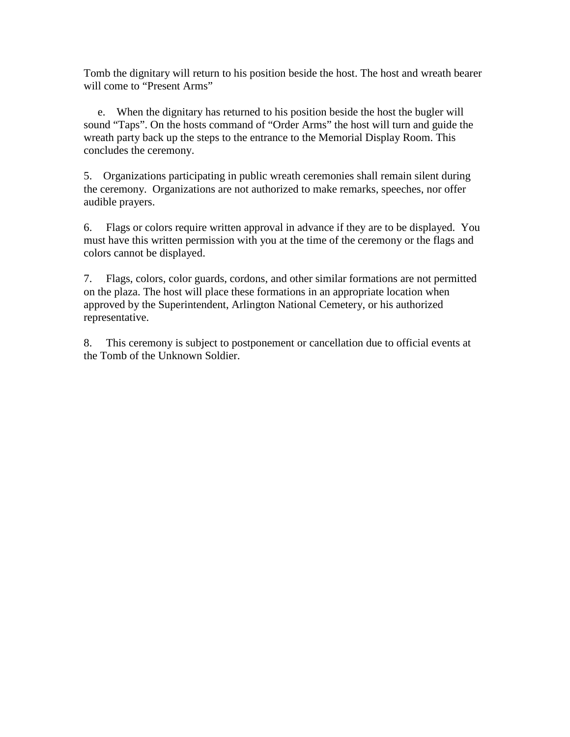Tomb the dignitary will return to his position beside the host. The host and wreath bearer will come to "Present Arms"

e. When the dignitary has returned to his position beside the host the bugler will sound "Taps". On the hosts command of "Order Arms" the host will turn and guide the wreath party back up the steps to the entrance to the Memorial Display Room. This concludes the ceremony.

5. Organizations participating in public wreath ceremonies shall remain silent during the ceremony. Organizations are not authorized to make remarks, speeches, nor offer audible prayers.

6. Flags or colors require written approval in advance if they are to be displayed. You must have this written permission with you at the time of the ceremony or the flags and colors cannot be displayed.

7. Flags, colors, color guards, cordons, and other similar formations are not permitted on the plaza. The host will place these formations in an appropriate location when approved by the Superintendent, Arlington National Cemetery, or his authorized representative.

8. This ceremony is subject to postponement or cancellation due to official events at the Tomb of the Unknown Soldier.